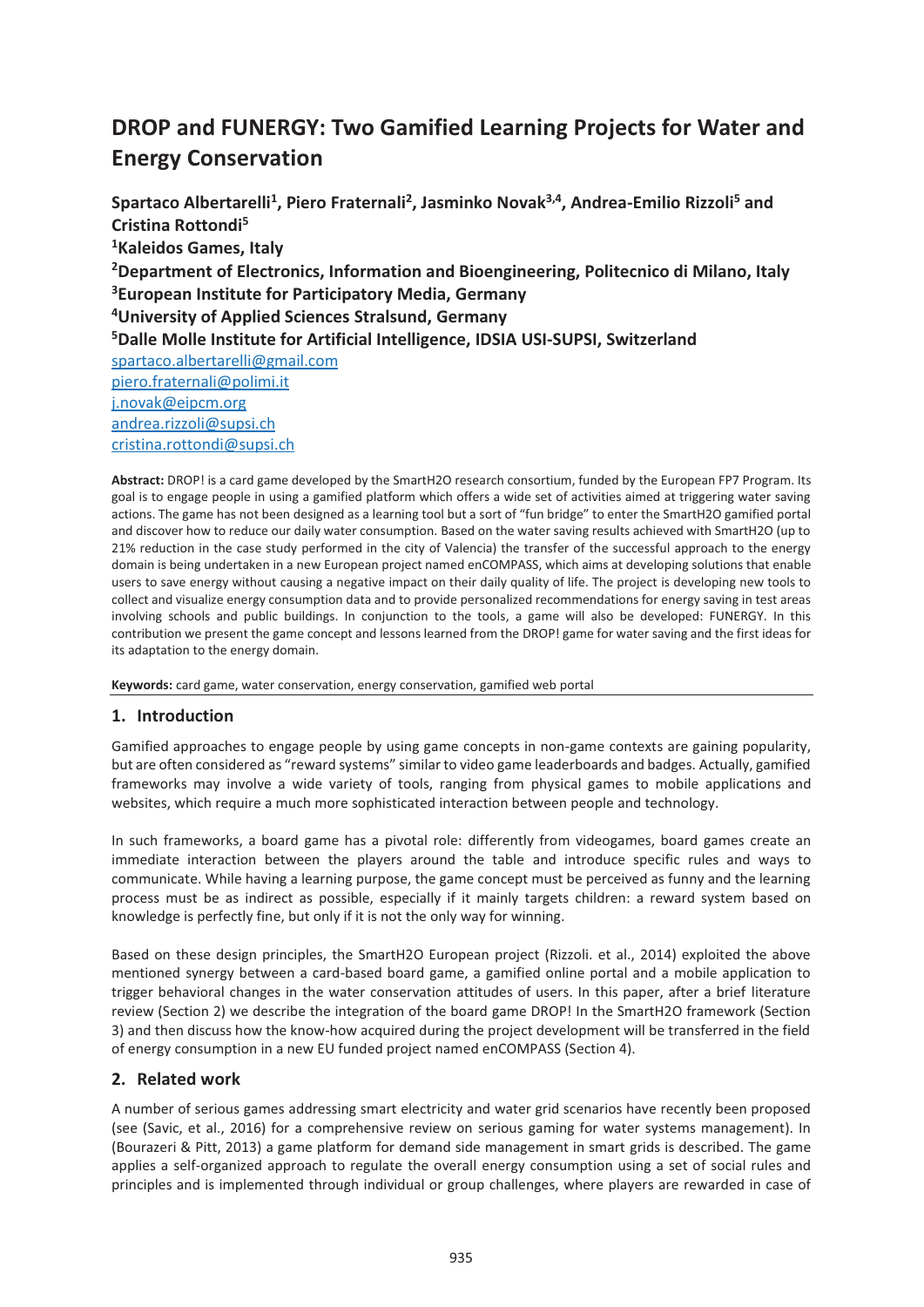# DROP and FUNERGY: Two Gamified Learning Projects for Water and Energy Conservation

**Spartaco Albertarelli[1], Piero Fraternali[2], Jasminko Novak[3,4], Andrea-Emilio Rizzoli[5] and Cristina Rottondi[5]**

**[1]Kaleidos Games, Italy**
**[2]Department of Electronics, Information and Bioengineering, Politecnico di Milano, Italy**
**[3]European Institute for Participatory Media, Germany**
**[4]University of Applied Sciences Stralsund, Germany**
**[5]Dalle Molle Institute for Artificial Intelligence, IDSIA USI-SUPSI, Switzerland**

spartaco.albertarelli@gmail.com
piero.fraternali@polimi.it
j.novak@eipcm.org
andrea.rizzoli@supsi.ch
cristina.rottondi@supsi.ch

**Abstract:** DROP! is a card game developed by the SmartH2O research consortium, funded by the European FP7 Program. Its goal is to engage people in using a gamified platform which offers a wide set of activities aimed at triggering water saving actions. The game has not been designed as a learning tool but a sort of "fun bridge" to enter the SmartH2O gamified portal and discover how to reduce our daily water consumption. Based on the water saving results achieved with SmartH2O (up to 21% reduction in the case study performed in the city of Valencia) the transfer of the successful approach to the energy domain is being undertaken in a new European project named enCOMPASS, which aims at developing solutions that enable users to save energy without causing a negative impact on their daily quality of life. The project is developing new tools to collect and visualize energy consumption data and to provide personalized recommendations for energy saving in test areas involving schools and public buildings. In conjunction to the tools, a game will also be developed: FUNERGY. In this contribution we present the game concept and lessons learned from the DROP! game for water saving and the first ideas for its adaptation to the energy domain.

**Keywords:** card game, water conservation, energy conservation, gamified web portal

## 1. Introduction

Gamified approaches to engage people by using game concepts in non-game contexts are gaining popularity, but are often considered as "reward systems" similar to video game leaderboards and badges. Actually, gamified frameworks may involve a wide variety of tools, ranging from physical games to mobile applications and websites, which require a much more sophisticated interaction between people and technology.

In such frameworks, a board game has a pivotal role: differently from videogames, board games create an immediate interaction between the players around the table and introduce specific rules and ways to communicate. While having a learning purpose, the game concept must be perceived as funny and the learning process must be as indirect as possible, especially if it mainly targets children: a reward system based on knowledge is perfectly fine, but only if it is not the only way for winning.

Based on these design principles, the SmartH2O European project (Rizzoli. et al., 2014) exploited the above mentioned synergy between a card-based board game, a gamified online portal and a mobile application to trigger behavioral changes in the water conservation attitudes of users. In this paper, after a brief literature review (Section 2) we describe the integration of the board game DROP! In the SmartH2O framework (Section 3) and then discuss how the know-how acquired during the project development will be transferred in the field of energy consumption in a new EU funded project named enCOMPASS (Section 4).

## 2. Related work

A number of serious games addressing smart electricity and water grid scenarios have recently been proposed (see (Savic, et al., 2016) for a comprehensive review on serious gaming for water systems management). In (Bourazeri & Pitt, 2013) a game platform for demand side management in smart grids is described. The game applies a self-organized approach to regulate the overall energy consumption using a set of social rules and principles and is implemented through individual or group challenges, where players are rewarded in case of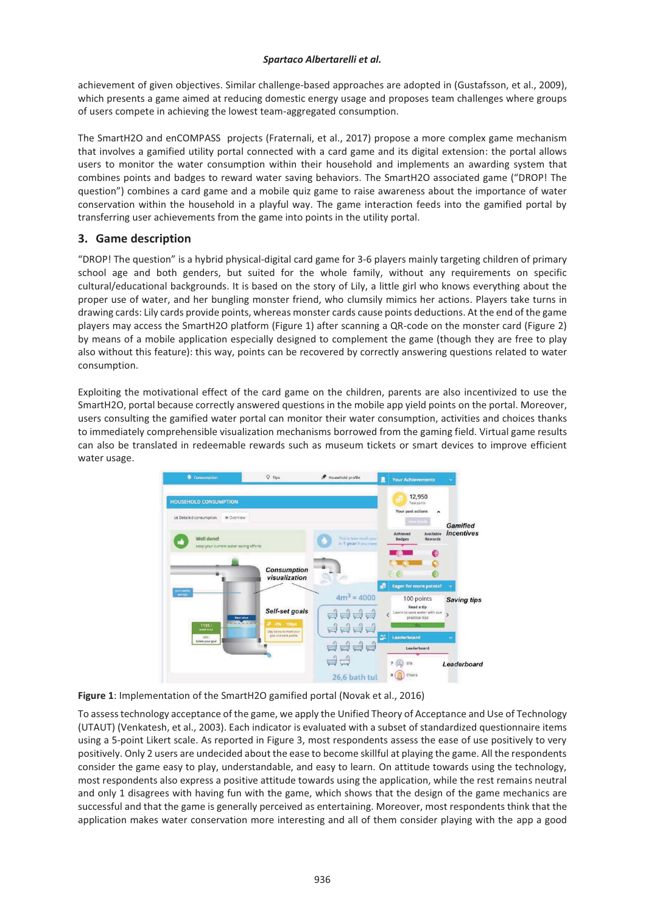achievement of given objectives. Similar challenge-based approaches are adopted in (Gustafsson, et al., 2009), which presents a game aimed at reducing domestic energy usage and proposes team challenges where groups of users compete in achieving the lowest team-aggregated consumption.

The SmartH2O and enCOMPASS projects (Fraternali, et al., 2017) propose a more complex game mechanism that involves a gamified utility portal connected with a card game and its digital extension: the portal allows users to monitor the water consumption within their household and implements an awarding system that combines points and badges to reward water saving behaviors. The SmartH2O associated game ("DROP! The question") combines a card game and a mobile quiz game to raise awareness about the importance of water conservation within the household in a playful way. The game interaction feeds into the gamified portal by transferring user achievements from the game into points in the utility portal.

## 3. Game description

"DROP! The question" is a hybrid physical-digital card game for 3-6 players mainly targeting children of primary school age and both genders, but suited for the whole family, without any requirements on specific cultural/educational backgrounds. It is based on the story of Lily, a little girl who knows everything about the proper use of water, and her bungling monster friend, who clumsily mimics her actions. Players take turns in drawing cards: Lily cards provide points, whereas monster cards cause points deductions. At the end of the game players may access the SmartH2O platform (Figure 1) after scanning a QR-code on the monster card (Figure 2) by means of a mobile application especially designed to complement the game (though they are free to play also without this feature): this way, points can be recovered by correctly answering questions related to water consumption.

Exploiting the motivational effect of the card game on the children, parents are also incentivized to use the SmartH2O, portal because correctly answered questions in the mobile app yield points on the portal. Moreover, users consulting the gamified water portal can monitor their water consumption, activities and choices thanks to immediately comprehensible visualization mechanisms borrowed from the gaming field. Virtual game results can also be translated in redeemable rewards such as museum tickets or smart devices to improve efficient water usage.

**Figure 1**: Implementation of the SmartH2O gamified portal (Novak et al., 2016)

To assess technology acceptance of the game, we apply the Unified Theory of Acceptance and Use of Technology (UTAUT) (Venkatesh, et al., 2003). Each indicator is evaluated with a subset of standardized questionnaire items using a 5-point Likert scale. As reported in Figure 3, most respondents assess the ease of use positively to very positively. Only 2 users are undecided about the ease to become skillful at playing the game. All the respondents consider the game easy to play, understandable, and easy to learn. On attitude towards using the technology, most respondents also express a positive attitude towards using the application, while the rest remains neutral and only 1 disagrees with having fun with the game, which shows that the design of the game mechanics are successful and that the game is generally perceived as entertaining. Moreover, most respondents think that the application makes water conservation more interesting and all of them consider playing with the app a good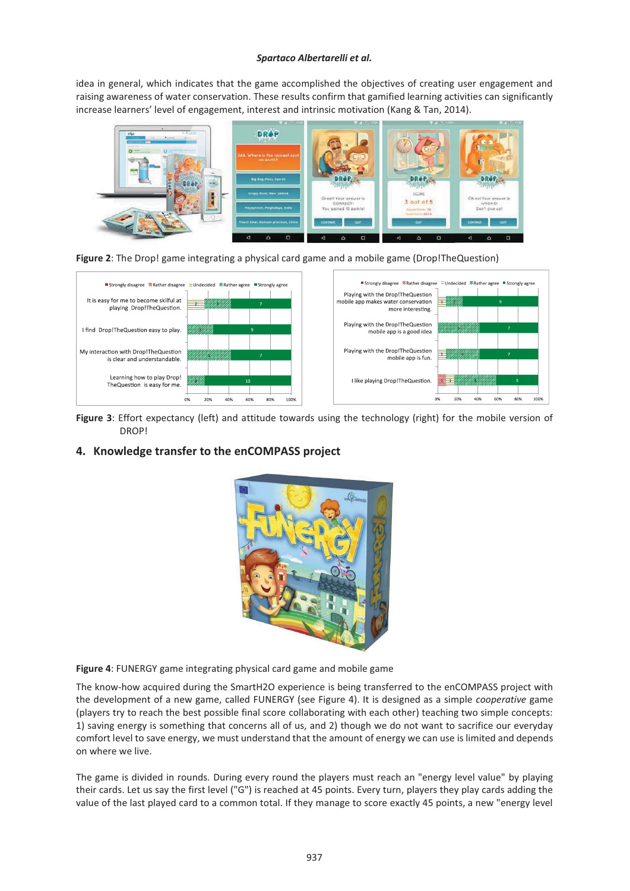idea in general, which indicates that the game accomplished the objectives of creating user engagement and raising awareness of water conservation. These results confirm that gamified learning activities can significantly increase learners' level of engagement, interest and intrinsic motivation (Kang & Tan, 2014).

**Figure 2**: The Drop! game integrating a physical card game and a mobile game (Drop!TheQuestion)

**Figure 3**: Effort expectancy (left) and attitude towards using the technology (right) for the mobile version of DROP!

## 4. Knowledge transfer to the enCOMPASS project

**Figure 4**: FUNERGY game integrating physical card game and mobile game

The know-how acquired during the SmartH2O experience is being transferred to the enCOMPASS project with the development of a new game, called FUNERGY (see Figure 4). It is designed as a simple *cooperative* game (players try to reach the best possible final score collaborating with each other) teaching two simple concepts: 1) saving energy is something that concerns all of us, and 2) though we do not want to sacrifice our everyday comfort level to save energy, we must understand that the amount of energy we can use is limited and depends on where we live.

The game is divided in rounds. During every round the players must reach an "energy level value" by playing their cards. Let us say the first level ("G") is reached at 45 points. Every turn, players they play cards adding the value of the last played card to a common total. If they manage to score exactly 45 points, a new "energy level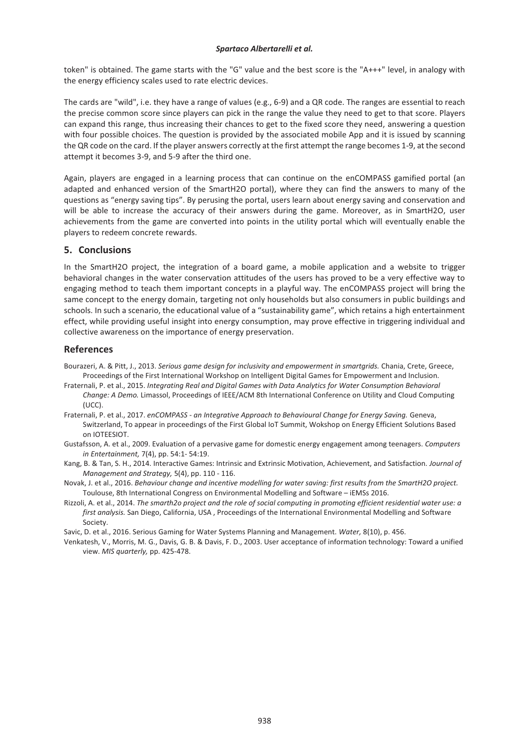token" is obtained. The game starts with the "G" value and the best score is the "A+++" level, in analogy with the energy efficiency scales used to rate electric devices.

The cards are "wild", i.e. they have a range of values (e.g., 6-9) and a QR code. The ranges are essential to reach the precise common score since players can pick in the range the value they need to get to that score. Players can expand this range, thus increasing their chances to get to the fixed score they need, answering a question with four possible choices. The question is provided by the associated mobile App and it is issued by scanning the QR code on the card. If the player answers correctly at the first attempt the range becomes 1-9, at the second attempt it becomes 3-9, and 5-9 after the third one.

Again, players are engaged in a learning process that can continue on the enCOMPASS gamified portal (an adapted and enhanced version of the SmartH2O portal), where they can find the answers to many of the questions as "energy saving tips". By perusing the portal, users learn about energy saving and conservation and will be able to increase the accuracy of their answers during the game. Moreover, as in SmartH2O, user achievements from the game are converted into points in the utility portal which will eventually enable the players to redeem concrete rewards.

## 5. Conclusions

In the SmartH2O project, the integration of a board game, a mobile application and a website to trigger behavioral changes in the water conservation attitudes of the users has proved to be a very effective way to engaging method to teach them important concepts in a playful way. The enCOMPASS project will bring the same concept to the energy domain, targeting not only households but also consumers in public buildings and schools. In such a scenario, the educational value of a "sustainability game", which retains a high entertainment effect, while providing useful insight into energy consumption, may prove effective in triggering individual and collective awareness on the importance of energy preservation.

## References

Bourazeri, A. & Pitt, J., 2013. *Serious game design for inclusivity and empowerment in smartgrids.* Chania, Crete, Greece, Proceedings of the First International Workshop on Intelligent Digital Games for Empowerment and Inclusion.

Fraternali, P. et al., 2015. *Integrating Real and Digital Games with Data Analytics for Water Consumption Behavioral Change: A Demo.* Limassol, Proceedings of IEEE/ACM 8th International Conference on Utility and Cloud Computing (UCC).

Fraternali, P. et al., 2017. *enCOMPASS - an Integrative Approach to Behavioural Change for Energy Saving.* Geneva, Switzerland, To appear in proceedings of the First Global IoT Summit, Wokshop on Energy Efficient Solutions Based on IOTEESIOT.

Gustafsson, A. et al., 2009. Evaluation of a pervasive game for domestic energy engagement among teenagers. *Computers in Entertainment,* 7(4), pp. 54:1- 54:19.

Kang, B. & Tan, S. H., 2014. Interactive Games: Intrinsic and Extrinsic Motivation, Achievement, and Satisfaction. *Journal of Management and Strategy,* 5(4), pp. 110 - 116.

Novak, J. et al., 2016. *Behaviour change and incentive modelling for water saving: first results from the SmartH2O project.* Toulouse, 8th International Congress on Environmental Modelling and Software – iEMSs 2016.

Rizzoli, A. et al., 2014. *The smarth2o project and the role of social computing in promoting efficient residential water use: a first analysis.* San Diego, California, USA , Proceedings of the International Environmental Modelling and Software Society.

Savic, D. et al., 2016. Serious Gaming for Water Systems Planning and Management. *Water,* 8(10), p. 456.

Venkatesh, V., Morris, M. G., Davis, G. B. & Davis, F. D., 2003. User acceptance of information technology: Toward a unified view. *MIS quarterly,* pp. 425-478.